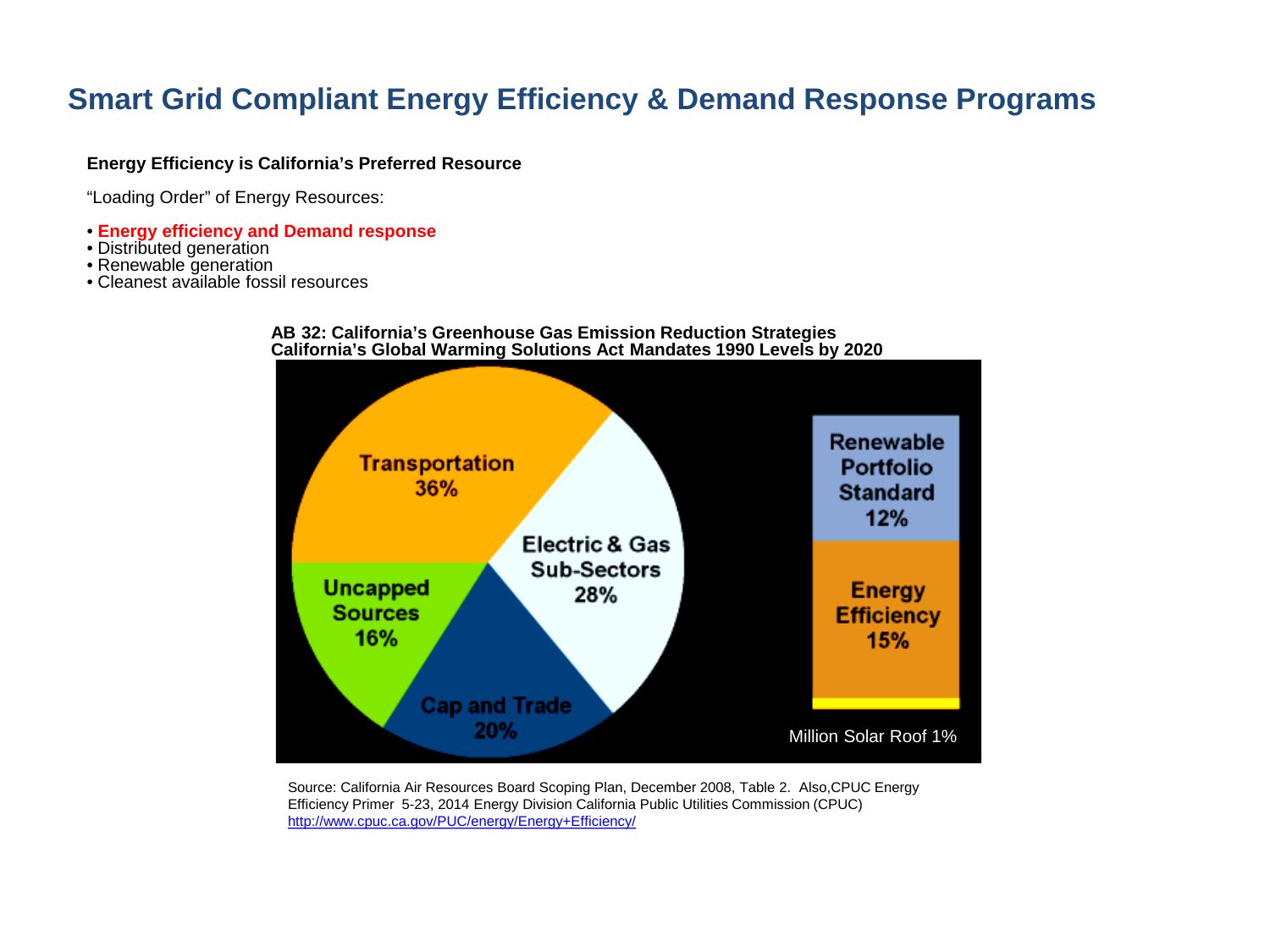# Smart Grid Compliant Energy Efficiency & Demand Response Programs

**Energy Efficiency is California's Preferred Resource**

"Loading Order" of Energy Resources:

- **Energy efficiency and Demand response**
- Distributed generation
- Renewable generation
- Cleanest available fossil resources

**AB 32: California's Greenhouse Gas Emission Reduction Strategies**
**California's Global Warming Solutions Act Mandates 1990 Levels by 2020**

| Sector | Share |
| --- | --- |
| Transportation | 36% |
| Electric & Gas Sub-Sectors | 28% |
| Cap and Trade | 20% |
| Uncapped Sources | 16% |

Electric & Gas Sub-Sectors breakdown:

| Component | Share |
| --- | --- |
| Renewable Portfolio Standard | 12% |
| Energy Efficiency | 15% |
| Million Solar Roof | 1% |

Source: California Air Resources Board Scoping Plan, December 2008, Table 2. Also,CPUC Energy Efficiency Primer 5-23, 2014 Energy Division California Public Utilities Commission (CPUC) http://www.cpuc.ca.gov/PUC/energy/Energy+Efficiency/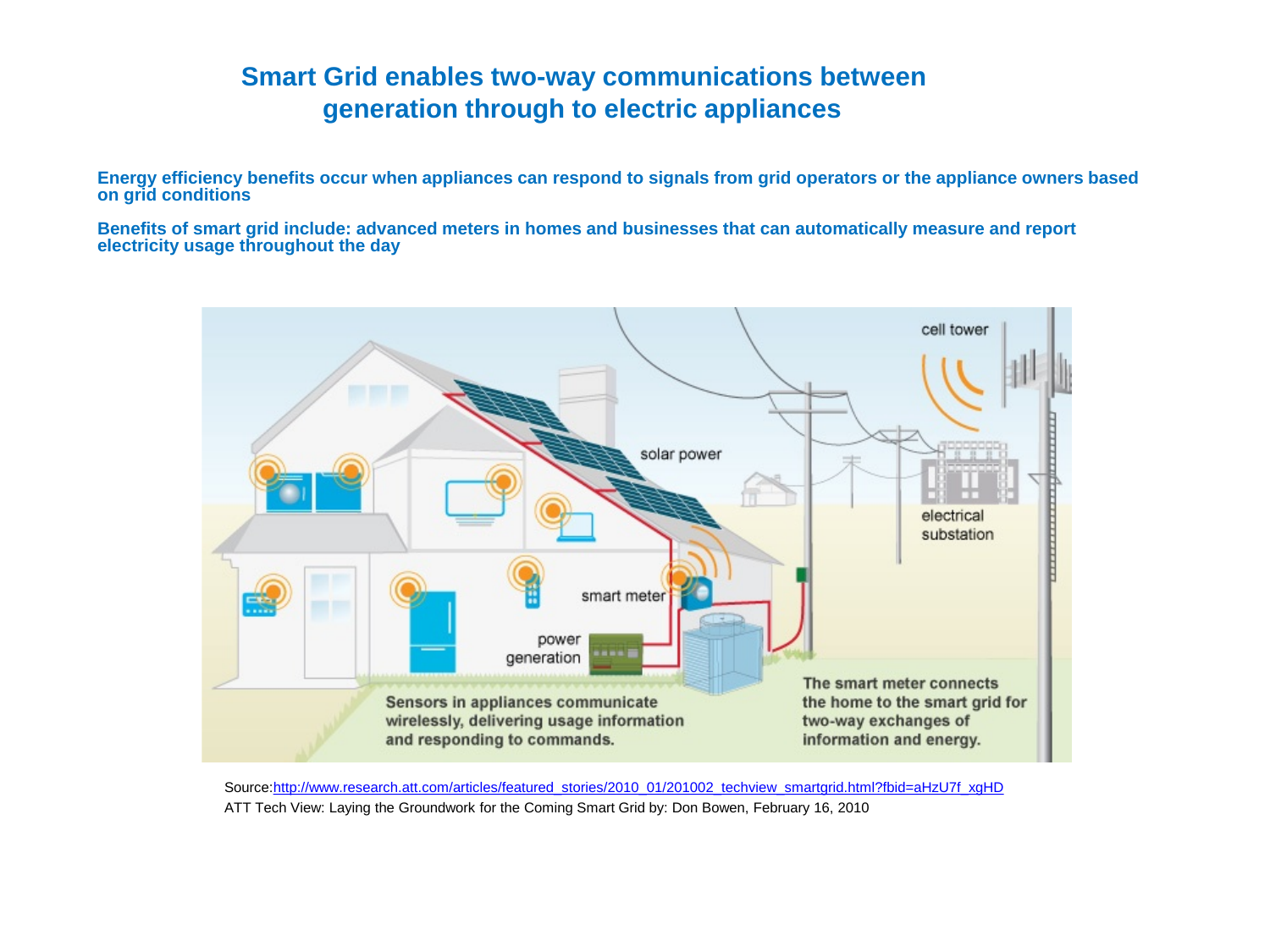# Smart Grid enables two-way communications between generation through to electric appliances

**Energy efficiency benefits occur when appliances can respond to signals from grid operators or the appliance owners based on grid conditions**

**Benefits of smart grid include: advanced meters in homes and businesses that can automatically measure and report electricity usage throughout the day**

cell tower

solar power

electrical substation

smart meter

power generation

Sensors in appliances communicate wirelessly, delivering usage information and responding to commands.

The smart meter connects the home to the smart grid for two-way exchanges of information and energy.

Source:[http://www.research.att.com/articles/featured_stories/2010_01/201002_techview_smartgrid.html?fbid=aHzU7f_xgHD](http://www.research.att.com/articles/featured_stories/2010_01/201002_techview_smartgrid.html?fbid=aHzU7f_xgHD)

ATT Tech View: Laying the Groundwork for the Coming Smart Grid by: Don Bowen, February 16, 2010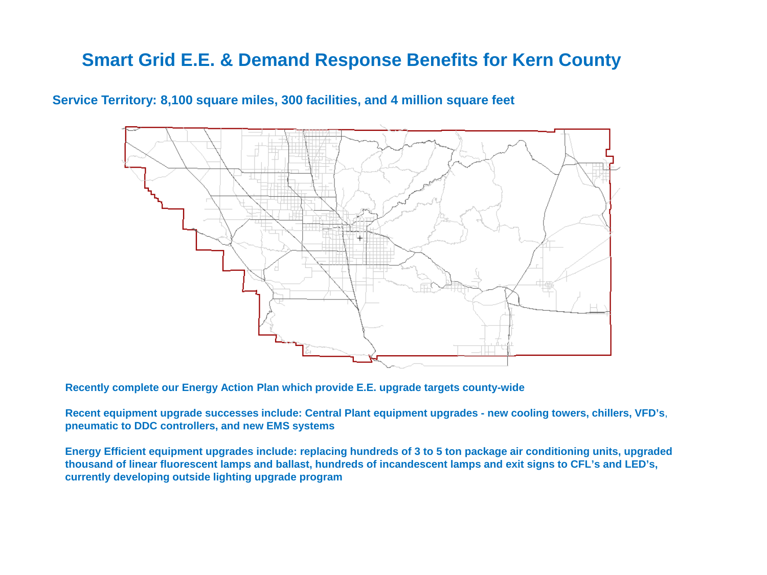# Smart Grid E.E. & Demand Response Benefits for Kern County

## Service Territory: 8,100 square miles, 300 facilities, and 4 million square feet

**Recently complete our Energy Action Plan which provide E.E. upgrade targets county-wide**

**Recent equipment upgrade successes include: Central Plant equipment upgrades - new cooling towers, chillers, VFD's, pneumatic to DDC controllers, and new EMS systems**

**Energy Efficient equipment upgrades include: replacing hundreds of 3 to 5 ton package air conditioning units, upgraded thousand of linear fluorescent lamps and ballast, hundreds of incandescent lamps and exit signs to CFL's and LED's, currently developing outside lighting upgrade program**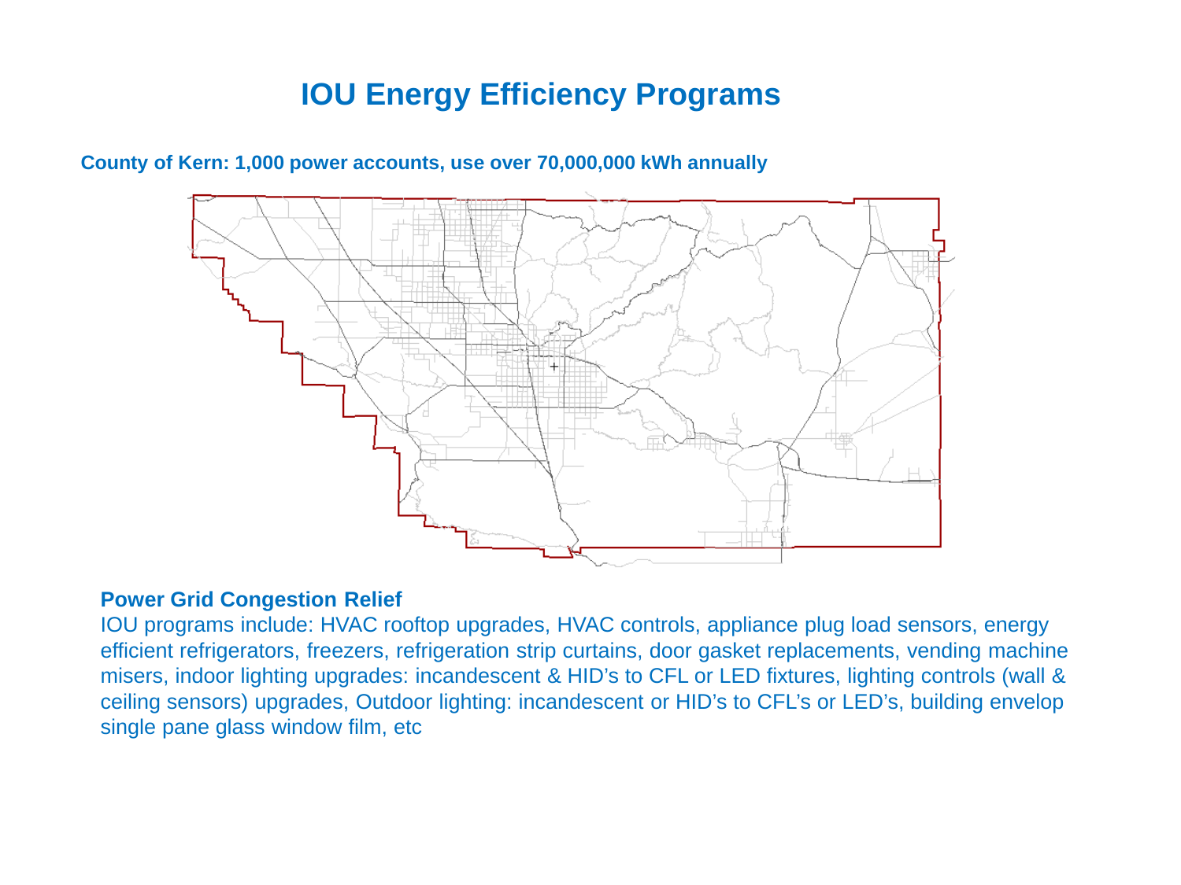# IOU Energy Efficiency Programs

**County of Kern: 1,000 power accounts, use over 70,000,000 kWh annually**

**Power Grid Congestion Relief**

IOU programs include: HVAC rooftop upgrades, HVAC controls, appliance plug load sensors, energy efficient refrigerators, freezers, refrigeration strip curtains, door gasket replacements, vending machine misers, indoor lighting upgrades: incandescent & HID's to CFL or LED fixtures, lighting controls (wall & ceiling sensors) upgrades, Outdoor lighting: incandescent or HID's to CFL's or LED's, building envelop single pane glass window film, etc